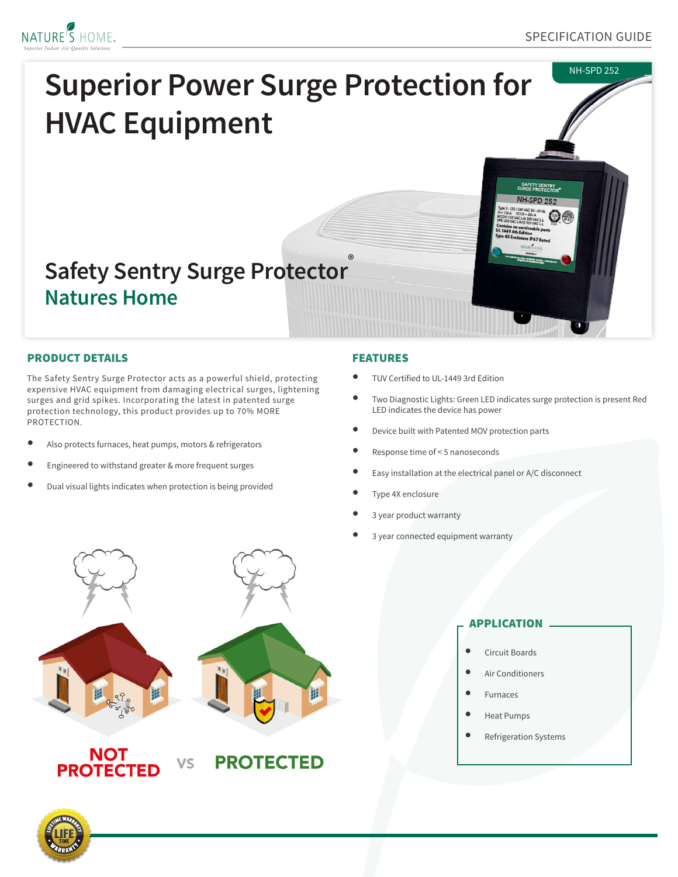# Superior Power Surge Protection for HVAC Equipment

NH-SPD 252

## Safety Sentry Surge Protector®
## Natures Home

### PRODUCT DETAILS

The Safety Sentry Surge Protector acts as a powerful shield, protecting expensive HVAC equipment from damaging electrical surges, lightening surges and grid spikes. Incorporating the latest in patented surge protection technology, this product provides up to 70% MORE PROTECTION.

- Also protects furnaces, heat pumps, motors & refrigerators
- Engineered to withstand greater & more frequent surges
- Dual visual lights indicates when protection is being provided

### FEATURES

- TUV Certified to UL-1449 3rd Edition
- Two Diagnostic Lights: Green LED indicates surge protection is present Red LED indicates the device has power
- Device built with Patented MOV protection parts
- Response time of < 5 nanoseconds
- Easy installation at the electrical panel or A/C disconnect
- Type 4X enclosure
- 3 year product warranty
- 3 year connected equipment warranty

NOT PROTECTED VS PROTECTED

### APPLICATION

- Circuit Boards
- Air Conditioners
- Furnaces
- Heat Pumps
- Refrigeration Systems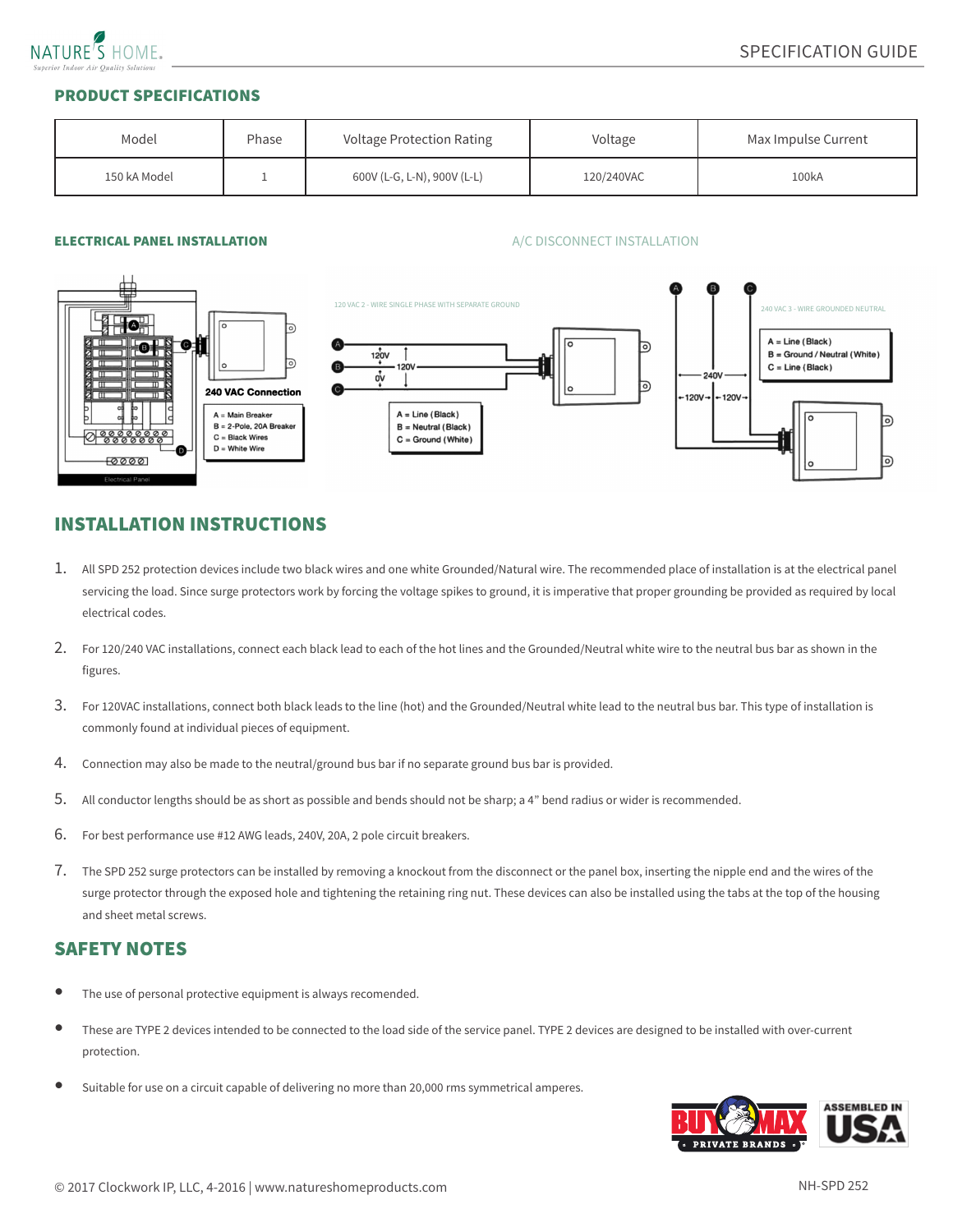## PRODUCT SPECIFICATIONS

| Model | Phase | Voltage Protection Rating | Voltage | Max Impulse Current |
|---|---|---|---|---|
| 150 kA Model | 1 | 600V (L-G, L-N), 900V (L-L) | 120/240VAC | 100kA |

**ELECTRICAL PANEL INSTALLATION**

A/C DISCONNECT INSTALLATION

240 VAC Connection

A = Main Breaker
B = 2-Pole, 20A Breaker
C = Black Wires
D = White Wire

Electrical Panel

120 VAC 2 - WIRE SINGLE PHASE WITH SEPARATE GROUND

120V
0V
120V

A = Line (Black)
B = Neutral (Black)
C = Ground (White)

240 VAC 3 - WIRE GROUNDED NEUTRAL

A = Line (Black)
B = Ground / Neutral (White)
C = Line (Black)

240V
120V
120V

## INSTALLATION INSTRUCTIONS

1. All SPD 252 protection devices include two black wires and one white Grounded/Natural wire. The recommended place of installation is at the electrical panel servicing the load. Since surge protectors work by forcing the voltage spikes to ground, it is imperative that proper grounding be provided as required by local electrical codes.
2. For 120/240 VAC installations, connect each black lead to each of the hot lines and the Grounded/Neutral white wire to the neutral bus bar as shown in the figures.
3. For 120VAC installations, connect both black leads to the line (hot) and the Grounded/Neutral white lead to the neutral bus bar. This type of installation is commonly found at individual pieces of equipment.
4. Connection may also be made to the neutral/ground bus bar if no separate ground bus bar is provided.
5. All conductor lengths should be as short as possible and bends should not be sharp; a 4" bend radius or wider is recommended.
6. For best performance use #12 AWG leads, 240V, 20A, 2 pole circuit breakers.
7. The SPD 252 surge protectors can be installed by removing a knockout from the disconnect or the panel box, inserting the nipple end and the wires of the surge protector through the exposed hole and tightening the retaining ring nut. These devices can also be installed using the tabs at the top of the housing and sheet metal screws.

## SAFETY NOTES

- The use of personal protective equipment is always recomended.
- These are TYPE 2 devices intended to be connected to the load side of the service panel. TYPE 2 devices are designed to be installed with over-current protection.
- Suitable for use on a circuit capable of delivering no more than 20,000 rms symmetrical amperes.

BUY MAX PRIVATE BRANDS

ASSEMBLED IN USA

© 2017 Clockwork IP, LLC, 4-2016 | www.natureshomeproducts.com

NH-SPD 252